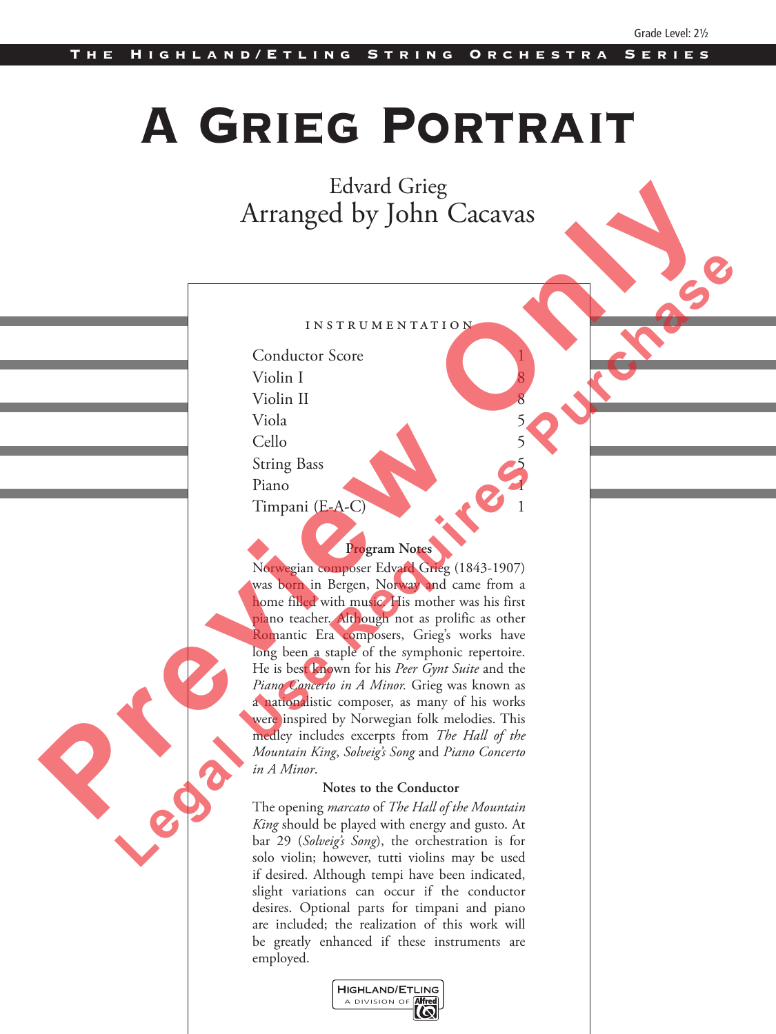Grade Level: 2½

THE HIGHLAND/ETLING STRING ORCHESTRA SERIES

# A GRIEG PORTRAIT

Edvard Grieg
Arranged by John Cacavas

INSTRUMENTATION

| | |
|---|---|
| Conductor Score | 1 |
| Violin I | 8 |
| Violin II | 8 |
| Viola | 5 |
| Cello | 5 |
| String Bass | 5 |
| Piano | 1 |
| Timpani (E-A-C) | 1 |

**Program Notes**

Norwegian composer Edvard Grieg (1843-1907) was born in Bergen, Norway and came from a home filled with music. His mother was his first piano teacher. Although not as prolific as other Romantic Era composers, Grieg's works have long been a staple of the symphonic repertoire. He is best known for his *Peer Gynt Suite* and the *Piano Concerto in A Minor.* Grieg was known as a nationalistic composer, as many of his works were inspired by Norwegian folk melodies. This medley includes excerpts from *The Hall of the Mountain King*, *Solveig's Song* and *Piano Concerto in A Minor*.

**Notes to the Conductor**

The opening *marcato* of *The Hall of the Mountain King* should be played with energy and gusto. At bar 29 (*Solveig's Song*), the orchestration is for solo violin; however, tutti violins may be used if desired. Although tempi have been indicated, slight variations can occur if the conductor desires. Optional parts for timpani and piano are included; the realization of this work will be greatly enhanced if these instruments are employed.

HIGHLAND/ETLING
A DIVISION OF Alfred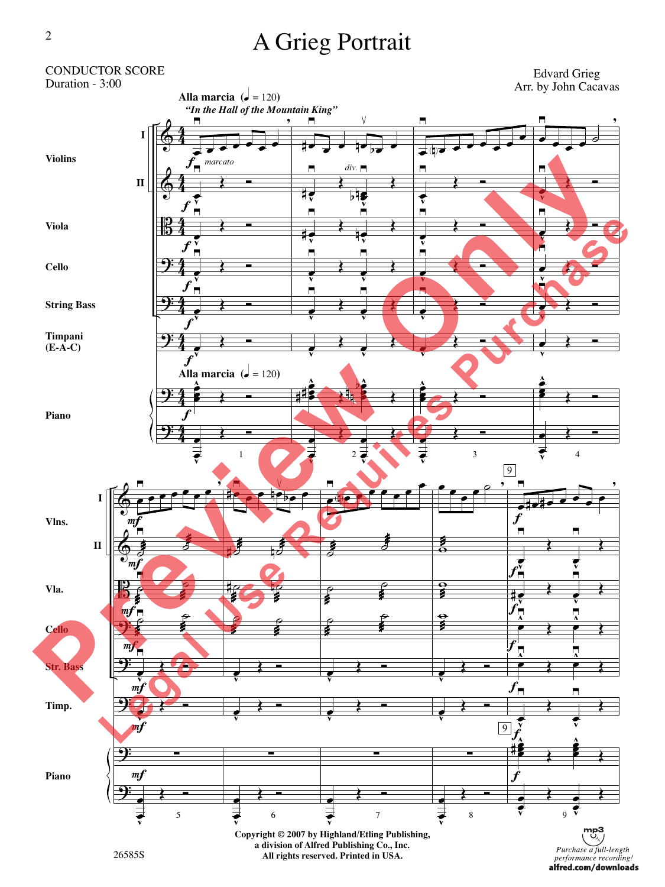# A Grieg Portrait

CONDUCTOR SCORE
Duration - 3:00

Edvard Grieg
Arr. by John Cacavas

**Alla marcia** (♩ = 120)
*"In the Hall of the Mountain King"*

Violins I, II
Viola
Cello
String Bass
Timpani (E-A-C)
Piano

Vlns. I, II
Vla.
Cello
Str. Bass
Timp.
Piano

Copyright © 2007 by Highland/Etling Publishing,
a division of Alfred Publishing Co., Inc.
All rights reserved. Printed in USA.

26585S

*Purchase a full-length performance recording!*
**alfred.com/downloads**

Preview Only
Legal Use Requires Purchase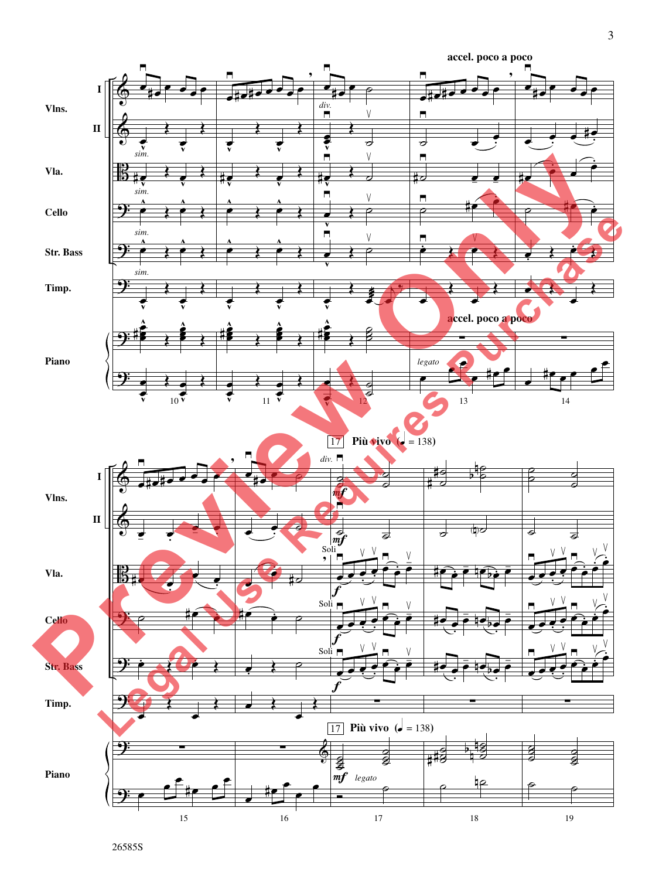accel. poco a poco

Vlns. I

II

Vla.

Cello

Str. Bass

Timp.

Piano

*sim.*

*div.*

accel. poco a poco

*legato*

17 Più vivo (♩ = 138)

*mf*

Soli

*f*

17 Più vivo (♩ = 138)

*mf* *legato*

26585S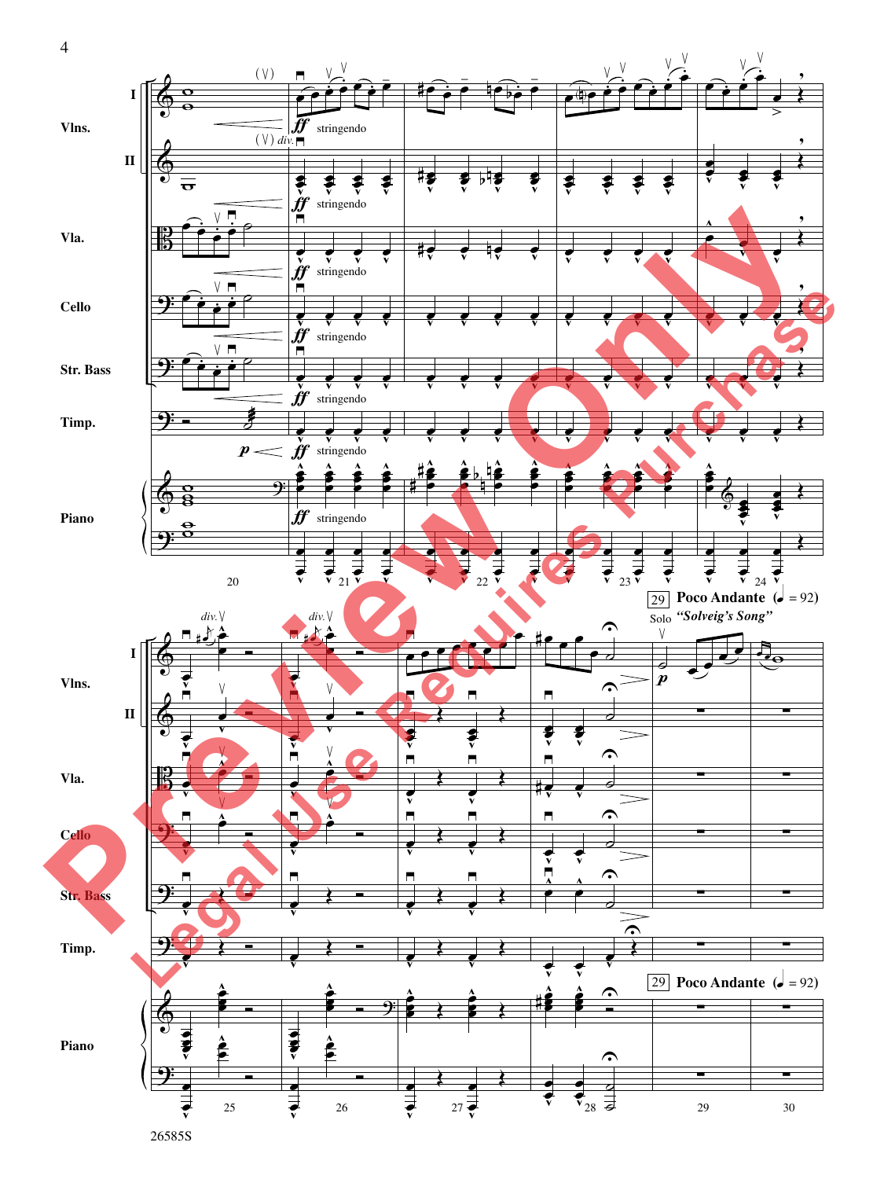Vlns. I, II

Vla.

Cello

Str. Bass

Timp.

Piano

*ff* stringendo

*p*

29 **Poco Andante** (♩ = 92)

Solo *"Solveig's Song"*

*div.*

26585S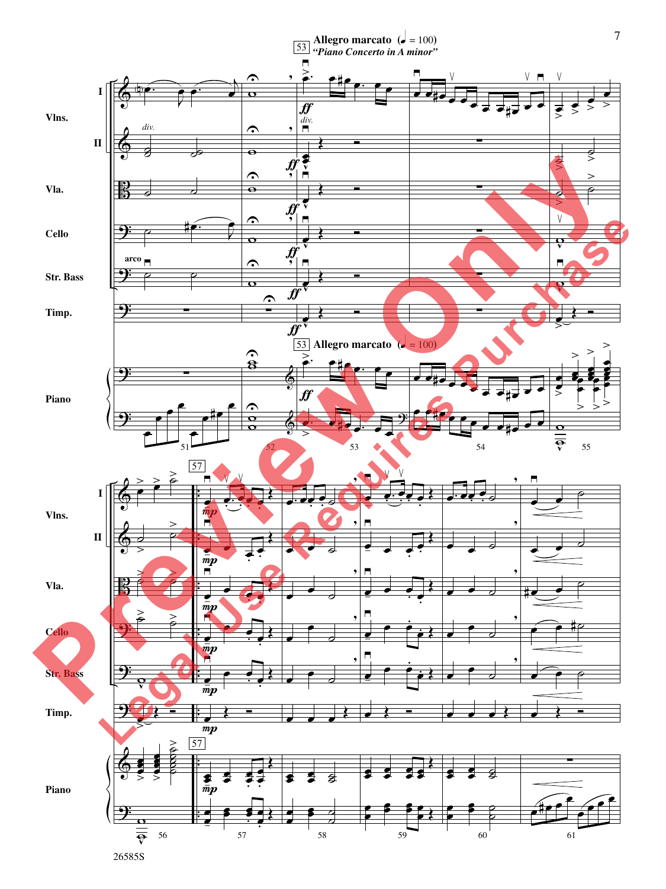**Allegro marcato** (♩ = 100)

*"Piano Concerto in A minor"*